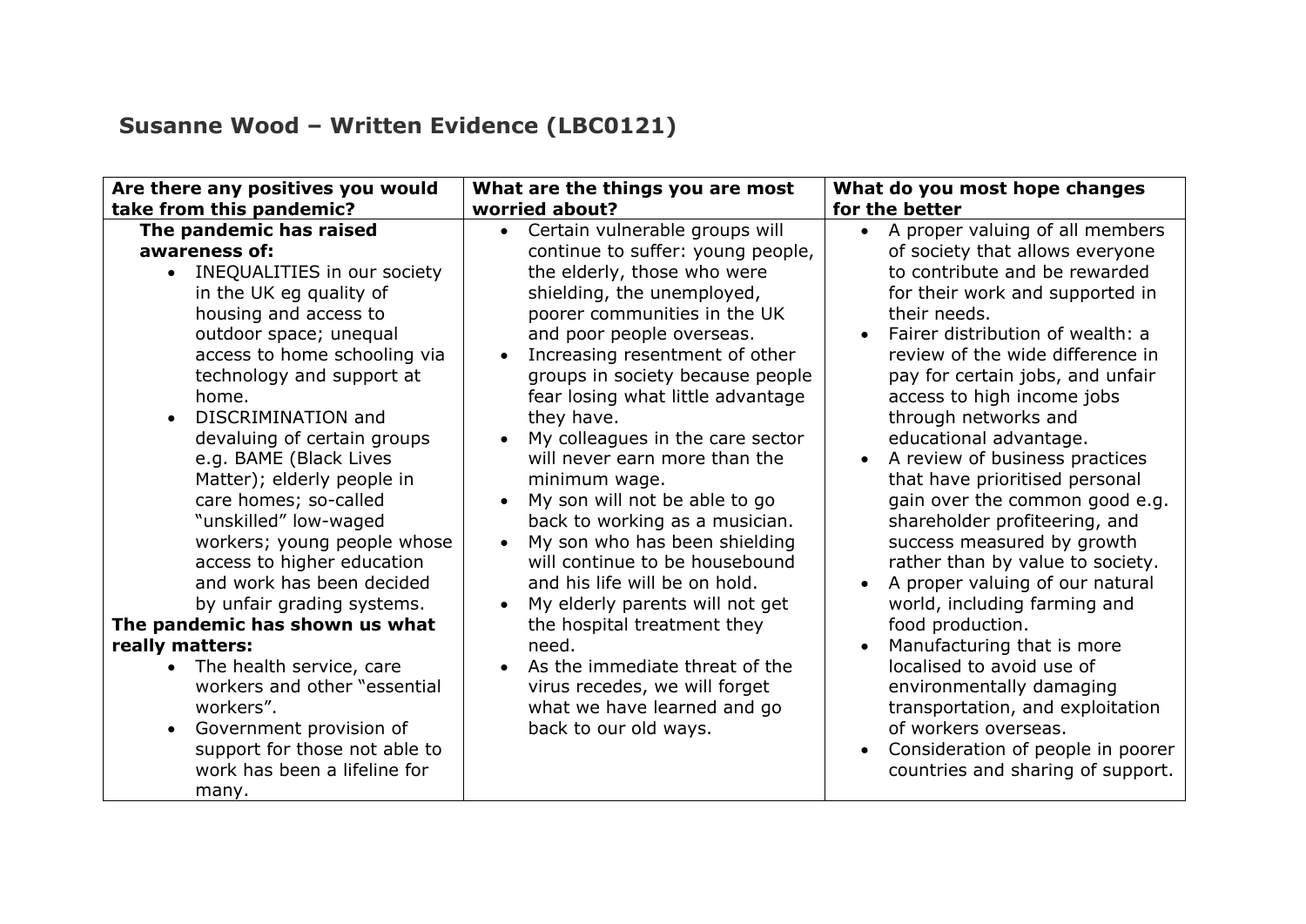# Susanne Wood – Written Evidence (LBC0121)

| Are there any positives you would take from this pandemic? | What are the things you are most worried about? | What do you most hope changes for the better |
| --- | --- | --- |
| **The pandemic has raised awareness of:**<br>• INEQUALITIES in our society in the UK eg quality of housing and access to outdoor space; unequal access to home schooling via technology and support at home.<br>• DISCRIMINATION and devaluing of certain groups e.g. BAME (Black Lives Matter); elderly people in care homes; so-called "unskilled" low-waged workers; young people whose access to higher education and work has been decided by unfair grading systems.<br>**The pandemic has shown us what really matters:**<br>• The health service, care workers and other "essential workers".<br>• Government provision of support for those not able to work has been a lifeline for many. | • Certain vulnerable groups will continue to suffer: young people, the elderly, those who were shielding, the unemployed, poorer communities in the UK and poor people overseas.<br>• Increasing resentment of other groups in society because people fear losing what little advantage they have.<br>• My colleagues in the care sector will never earn more than the minimum wage.<br>• My son will not be able to go back to working as a musician.<br>• My son who has been shielding will continue to be housebound and his life will be on hold.<br>• My elderly parents will not get the hospital treatment they need.<br>• As the immediate threat of the virus recedes, we will forget what we have learned and go back to our old ways. | • A proper valuing of all members of society that allows everyone to contribute and be rewarded for their work and supported in their needs.<br>• Fairer distribution of wealth: a review of the wide difference in pay for certain jobs, and unfair access to high income jobs through networks and educational advantage.<br>• A review of business practices that have prioritised personal gain over the common good e.g. shareholder profiteering, and success measured by growth rather than by value to society.<br>• A proper valuing of our natural world, including farming and food production.<br>• Manufacturing that is more localised to avoid use of environmentally damaging transportation, and exploitation of workers overseas.<br>• Consideration of people in poorer countries and sharing of support. |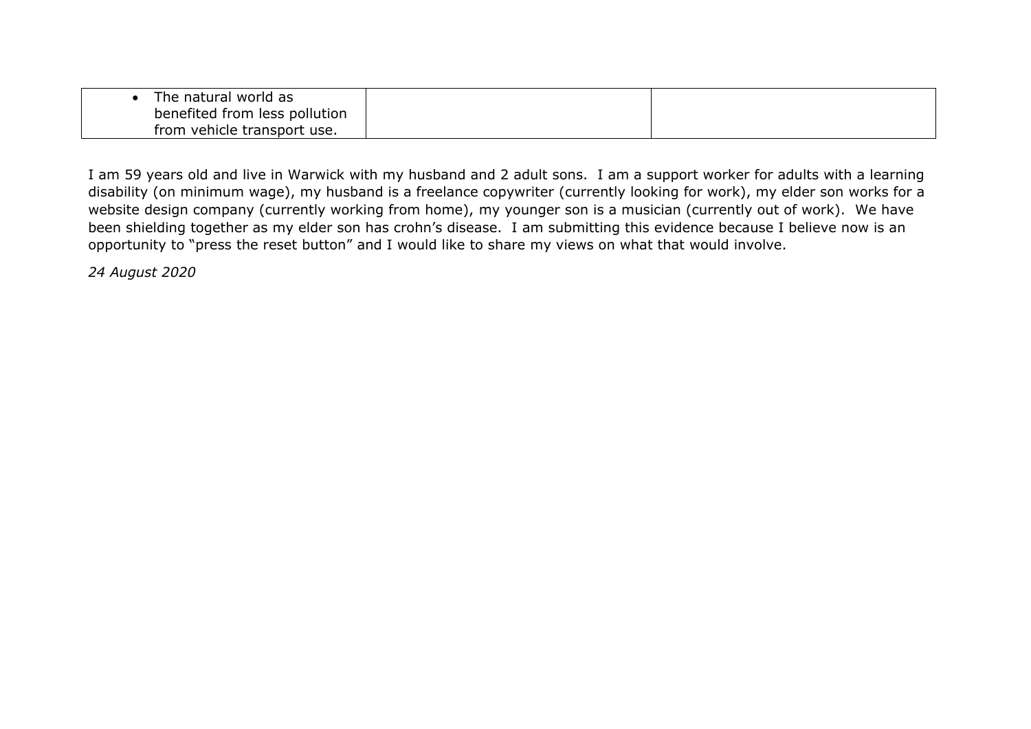| | | |
|---|---|---|
| • The natural world as benefited from less pollution from vehicle transport use. | | |

I am 59 years old and live in Warwick with my husband and 2 adult sons. I am a support worker for adults with a learning disability (on minimum wage), my husband is a freelance copywriter (currently looking for work), my elder son works for a website design company (currently working from home), my younger son is a musician (currently out of work). We have been shielding together as my elder son has crohn's disease. I am submitting this evidence because I believe now is an opportunity to "press the reset button" and I would like to share my views on what that would involve.

*24 August 2020*